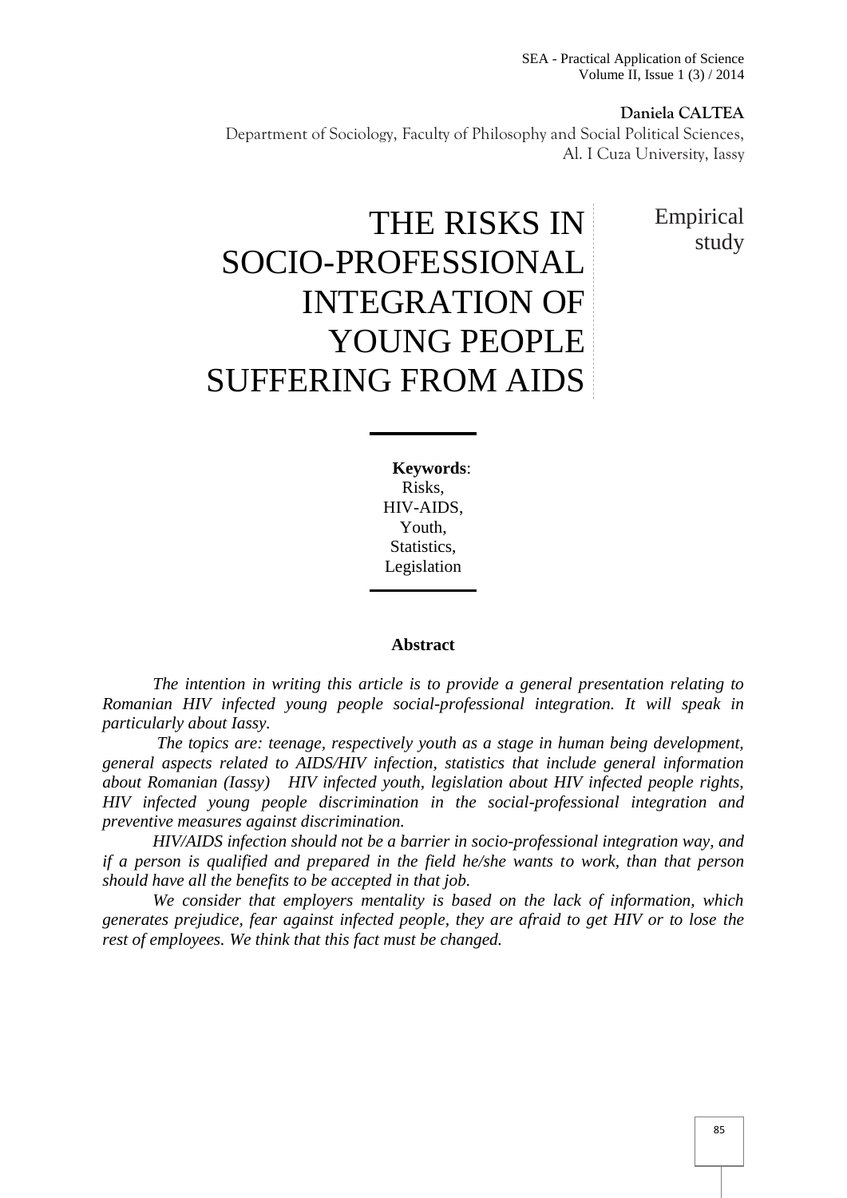**Daniela CALTEA**

Department of Sociology, Faculty of Philosophy and Social Political Sciences, Al. I Cuza University, Iassy

# THE RISKS IN SOCIO-PROFESSIONAL INTEGRATION OF YOUNG PEOPLE SUFFERING FROM AIDS

Empirical study

**Keywords**:
Risks,
HIV-AIDS,
Youth,
Statistics,
Legislation

## Abstract

*The intention in writing this article is to provide a general presentation relating to Romanian HIV infected young people social-professional integration. It will speak in particularly about Iassy.*

*The topics are: teenage, respectively youth as a stage in human being development, general aspects related to AIDS/HIV infection, statistics that include general information about Romanian (Iassy) HIV infected youth, legislation about HIV infected people rights, HIV infected young people discrimination in the social-professional integration and preventive measures against discrimination.*

*HIV/AIDS infection should not be a barrier in socio-professional integration way, and if a person is qualified and prepared in the field he/she wants to work, than that person should have all the benefits to be accepted in that job.*

*We consider that employers mentality is based on the lack of information, which generates prejudice, fear against infected people, they are afraid to get HIV or to lose the rest of employees. We think that this fact must be changed.*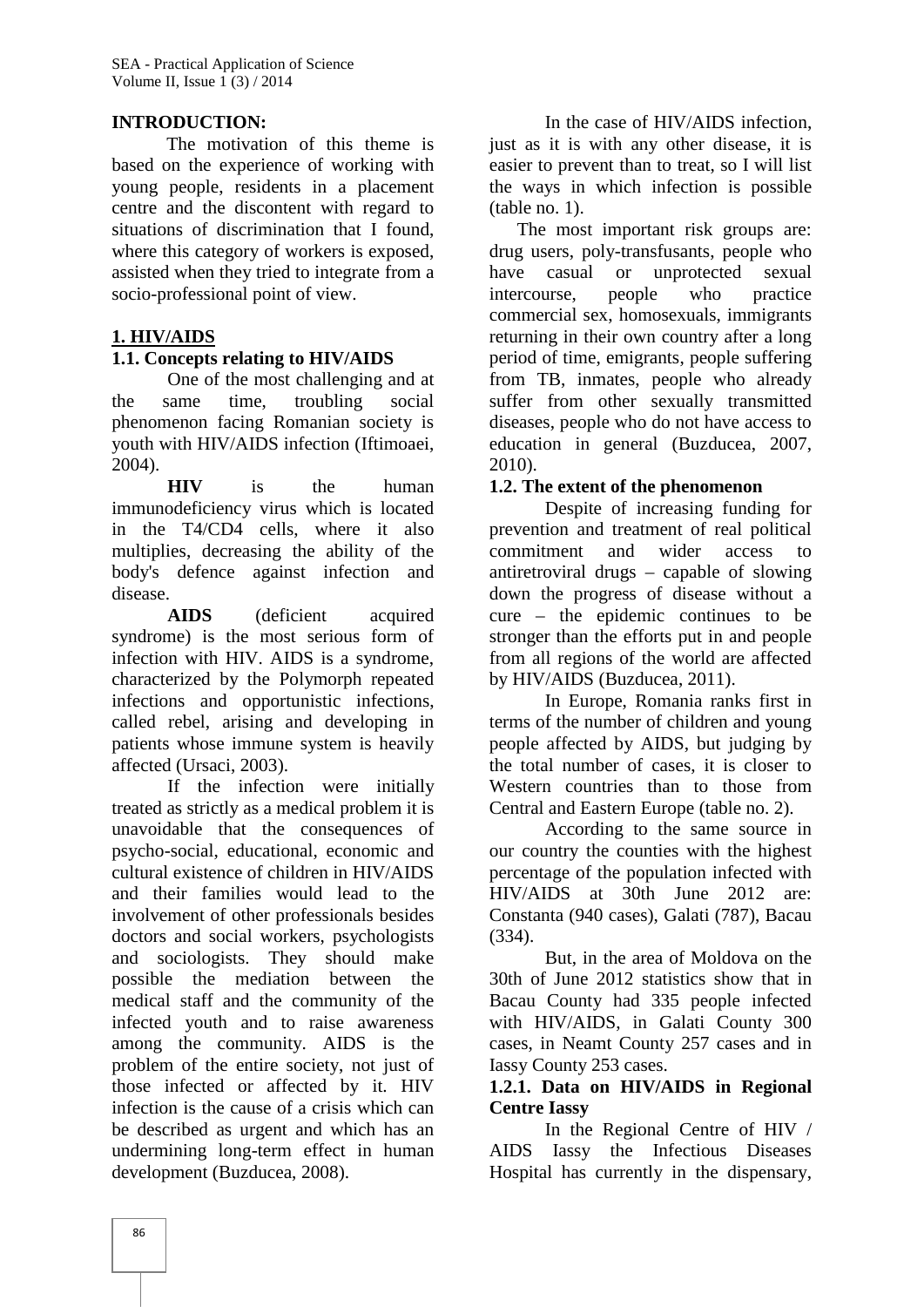**INTRODUCTION:**

The motivation of this theme is based on the experience of working with young people, residents in a placement centre and the discontent with regard to situations of discrimination that I found, where this category of workers is exposed, assisted when they tried to integrate from a socio-professional point of view.

## 1. HIV/AIDS

### 1.1. Concepts relating to HIV/AIDS

One of the most challenging and at the same time, troubling social phenomenon facing Romanian society is youth with HIV/AIDS infection (Iftimoaei, 2004).

**HIV** is the human immunodeficiency virus which is located in the T4/CD4 cells, where it also multiplies, decreasing the ability of the body's defence against infection and disease.

**AIDS** (deficient acquired syndrome) is the most serious form of infection with HIV. AIDS is a syndrome, characterized by the Polymorph repeated infections and opportunistic infections, called rebel, arising and developing in patients whose immune system is heavily affected (Ursaci, 2003).

If the infection were initially treated as strictly as a medical problem it is unavoidable that the consequences of psycho-social, educational, economic and cultural existence of children in HIV/AIDS and their families would lead to the involvement of other professionals besides doctors and social workers, psychologists and sociologists. They should make possible the mediation between the medical staff and the community of the infected youth and to raise awareness among the community. AIDS is the problem of the entire society, not just of those infected or affected by it. HIV infection is the cause of a crisis which can be described as urgent and which has an undermining long-term effect in human development (Buzducea, 2008).

In the case of HIV/AIDS infection, just as it is with any other disease, it is easier to prevent than to treat, so I will list the ways in which infection is possible (table no. 1).

The most important risk groups are: drug users, poly-transfusants, people who have casual or unprotected sexual intercourse, people who practice commercial sex, homosexuals, immigrants returning in their own country after a long period of time, emigrants, people suffering from TB, inmates, people who already suffer from other sexually transmitted diseases, people who do not have access to education in general (Buzducea, 2007, 2010).

### 1.2. The extent of the phenomenon

Despite of increasing funding for prevention and treatment of real political commitment and wider access to antiretroviral drugs – capable of slowing down the progress of disease without a cure – the epidemic continues to be stronger than the efforts put in and people from all regions of the world are affected by HIV/AIDS (Buzducea, 2011).

In Europe, Romania ranks first in terms of the number of children and young people affected by AIDS, but judging by the total number of cases, it is closer to Western countries than to those from Central and Eastern Europe (table no. 2).

According to the same source in our country the counties with the highest percentage of the population infected with HIV/AIDS at 30th June 2012 are: Constanta (940 cases), Galati (787), Bacau (334).

But, in the area of Moldova on the 30th of June 2012 statistics show that in Bacau County had 335 people infected with HIV/AIDS, in Galati County 300 cases, in Neamt County 257 cases and in Iassy County 253 cases.

#### 1.2.1. Data on HIV/AIDS in Regional Centre Iassy

In the Regional Centre of HIV / AIDS Iassy the Infectious Diseases Hospital has currently in the dispensary,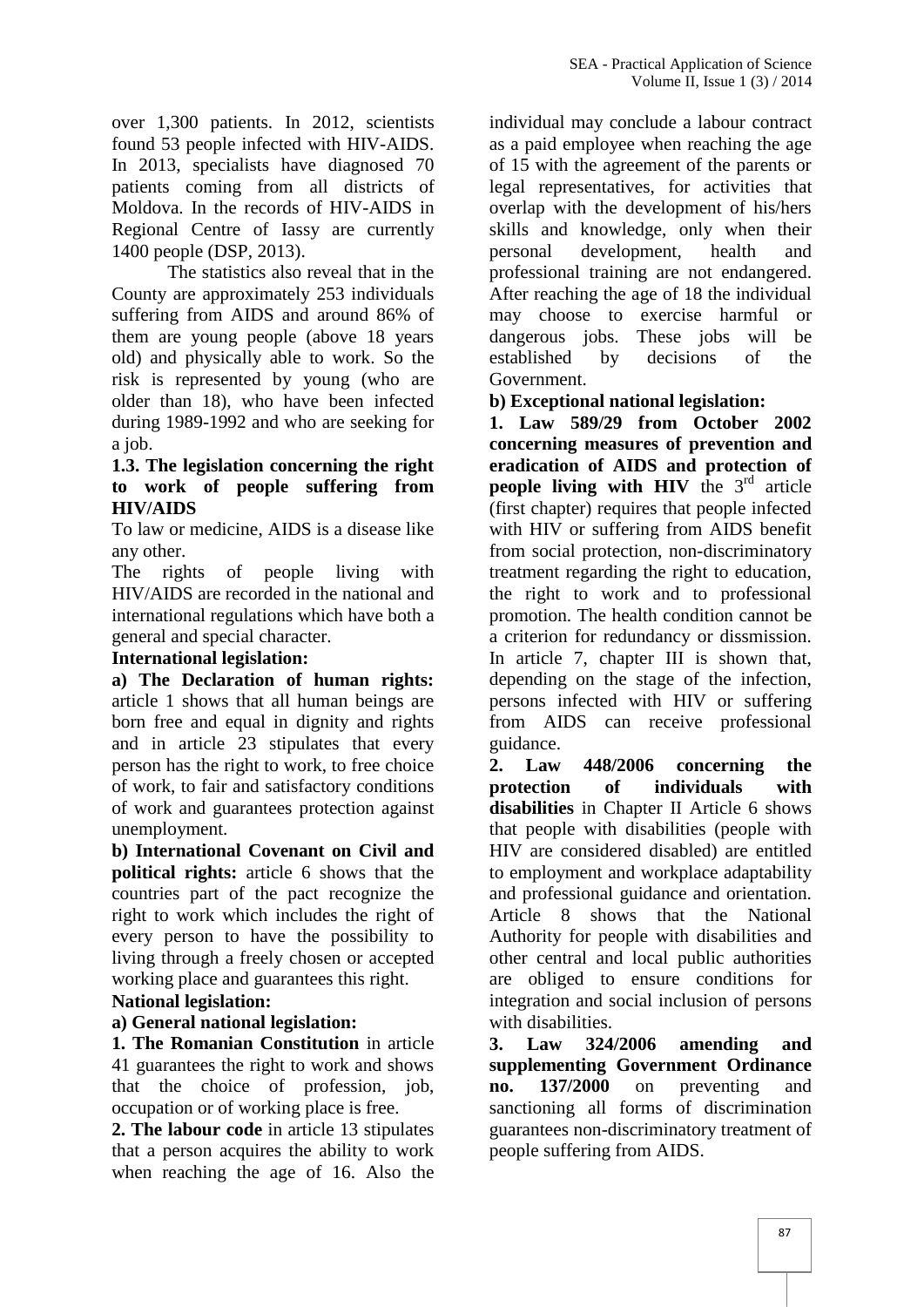over 1,300 patients. In 2012, scientists found 53 people infected with HIV-AIDS. In 2013, specialists have diagnosed 70 patients coming from all districts of Moldova. In the records of HIV-AIDS in Regional Centre of Iassy are currently 1400 people (DSP, 2013).

The statistics also reveal that in the County are approximately 253 individuals suffering from AIDS and around 86% of them are young people (above 18 years old) and physically able to work. So the risk is represented by young (who are older than 18), who have been infected during 1989-1992 and who are seeking for a job.

### 1.3. The legislation concerning the right to work of people suffering from HIV/AIDS

To law or medicine, AIDS is a disease like any other.

The rights of people living with HIV/AIDS are recorded in the national and international regulations which have both a general and special character.

**International legislation:**

**a) The Declaration of human rights:** article 1 shows that all human beings are born free and equal in dignity and rights and in article 23 stipulates that every person has the right to work, to free choice of work, to fair and satisfactory conditions of work and guarantees protection against unemployment.

**b) International Covenant on Civil and political rights:** article 6 shows that the countries part of the pact recognize the right to work which includes the right of every person to have the possibility to living through a freely chosen or accepted working place and guarantees this right.

**National legislation:**

**a) General national legislation:**

**1. The Romanian Constitution** in article 41 guarantees the right to work and shows that the choice of profession, job, occupation or of working place is free.

**2. The labour code** in article 13 stipulates that a person acquires the ability to work when reaching the age of 16. Also the individual may conclude a labour contract as a paid employee when reaching the age of 15 with the agreement of the parents or legal representatives, for activities that overlap with the development of his/hers skills and knowledge, only when their personal development, health and professional training are not endangered. After reaching the age of 18 the individual may choose to exercise harmful or dangerous jobs. These jobs will be established by decisions of the Government.

**b) Exceptional national legislation:**

**1. Law 589/29 from October 2002 concerning measures of prevention and eradication of AIDS and protection of people living with HIV** the 3rd article (first chapter) requires that people infected with HIV or suffering from AIDS benefit from social protection, non-discriminatory treatment regarding the right to education, the right to work and to professional promotion. The health condition cannot be a criterion for redundancy or dissmission. In article 7, chapter III is shown that, depending on the stage of the infection, persons infected with HIV or suffering from AIDS can receive professional guidance.

**2. Law 448/2006 concerning the protection of individuals with disabilities** in Chapter II Article 6 shows that people with disabilities (people with HIV are considered disabled) are entitled to employment and workplace adaptability and professional guidance and orientation. Article 8 shows that the National Authority for people with disabilities and other central and local public authorities are obliged to ensure conditions for integration and social inclusion of persons with disabilities.

**3. Law 324/2006 amending and supplementing Government Ordinance no. 137/2000** on preventing and sanctioning all forms of discrimination guarantees non-discriminatory treatment of people suffering from AIDS.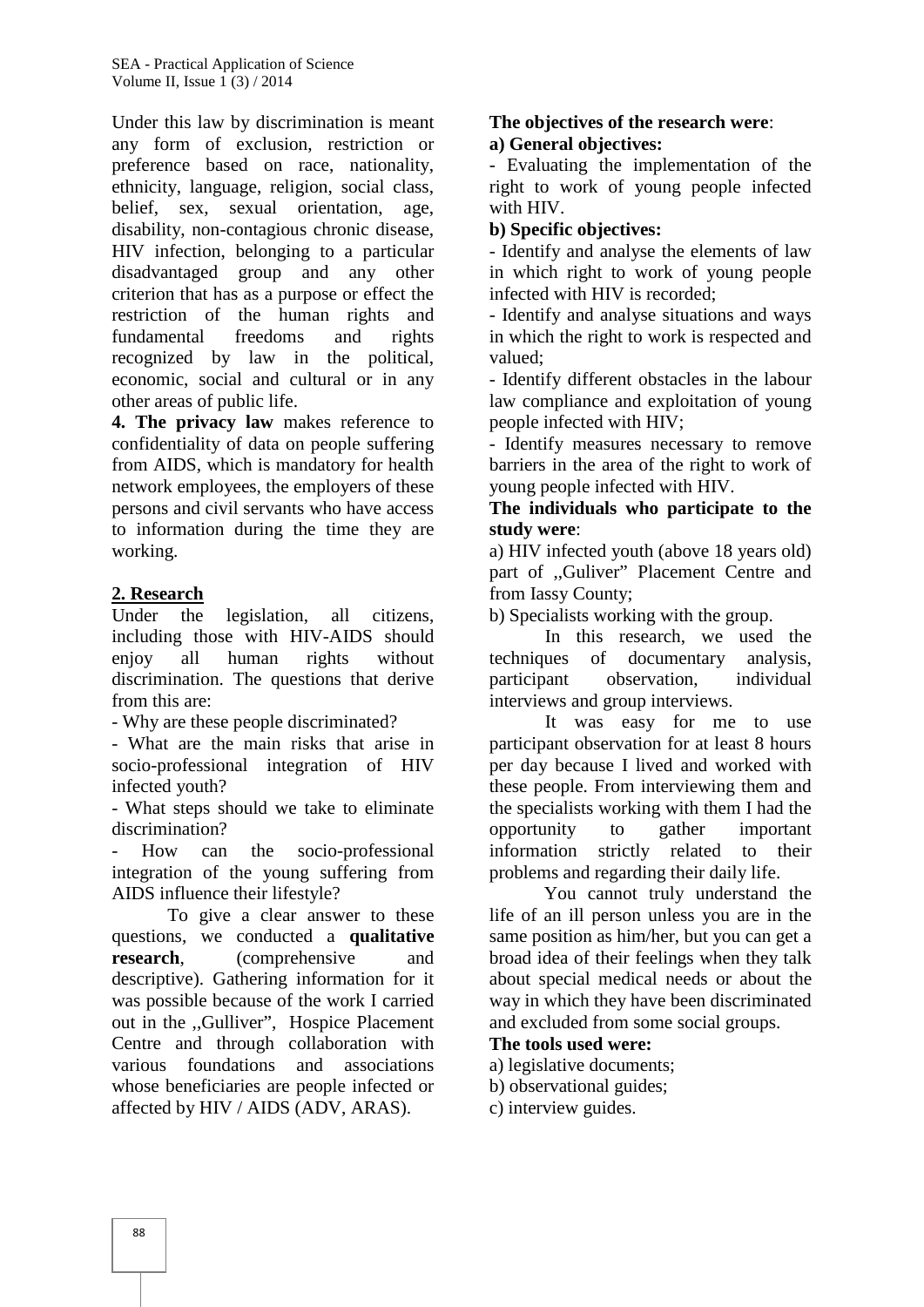Under this law by discrimination is meant any form of exclusion, restriction or preference based on race, nationality, ethnicity, language, religion, social class, belief, sex, sexual orientation, age, disability, non-contagious chronic disease, HIV infection, belonging to a particular disadvantaged group and any other criterion that has as a purpose or effect the restriction of the human rights and fundamental freedoms and rights recognized by law in the political, economic, social and cultural or in any other areas of public life.

**4. The privacy law** makes reference to confidentiality of data on people suffering from AIDS, which is mandatory for health network employees, the employers of these persons and civil servants who have access to information during the time they are working.

## 2. Research

Under the legislation, all citizens, including those with HIV-AIDS should enjoy all human rights without discrimination. The questions that derive from this are:

- Why are these people discriminated?
- What are the main risks that arise in socio-professional integration of HIV infected youth?
- What steps should we take to eliminate discrimination?
- How can the socio-professional integration of the young suffering from AIDS influence their lifestyle?

To give a clear answer to these questions, we conducted a **qualitative research**, (comprehensive and descriptive). Gathering information for it was possible because of the work I carried out in the ,,Gulliver", Hospice Placement Centre and through collaboration with various foundations and associations whose beneficiaries are people infected or affected by HIV / AIDS (ADV, ARAS).

**The objectives of the research were**:

**a) General objectives:**

- Evaluating the implementation of the right to work of young people infected with HIV.

**b) Specific objectives:**

- Identify and analyse the elements of law in which right to work of young people infected with HIV is recorded;
- Identify and analyse situations and ways in which the right to work is respected and valued;
- Identify different obstacles in the labour law compliance and exploitation of young people infected with HIV;
- Identify measures necessary to remove barriers in the area of the right to work of young people infected with HIV.

**The individuals who participate to the study were**:

a) HIV infected youth (above 18 years old) part of ,,Guliver" Placement Centre and from Iassy County;

b) Specialists working with the group.

In this research, we used the techniques of documentary analysis, participant observation, individual interviews and group interviews.

It was easy for me to use participant observation for at least 8 hours per day because I lived and worked with these people. From interviewing them and the specialists working with them I had the opportunity to gather important information strictly related to their problems and regarding their daily life.

You cannot truly understand the life of an ill person unless you are in the same position as him/her, but you can get a broad idea of their feelings when they talk about special medical needs or about the way in which they have been discriminated and excluded from some social groups.

**The tools used were:**

a) legislative documents;

b) observational guides;

c) interview guides.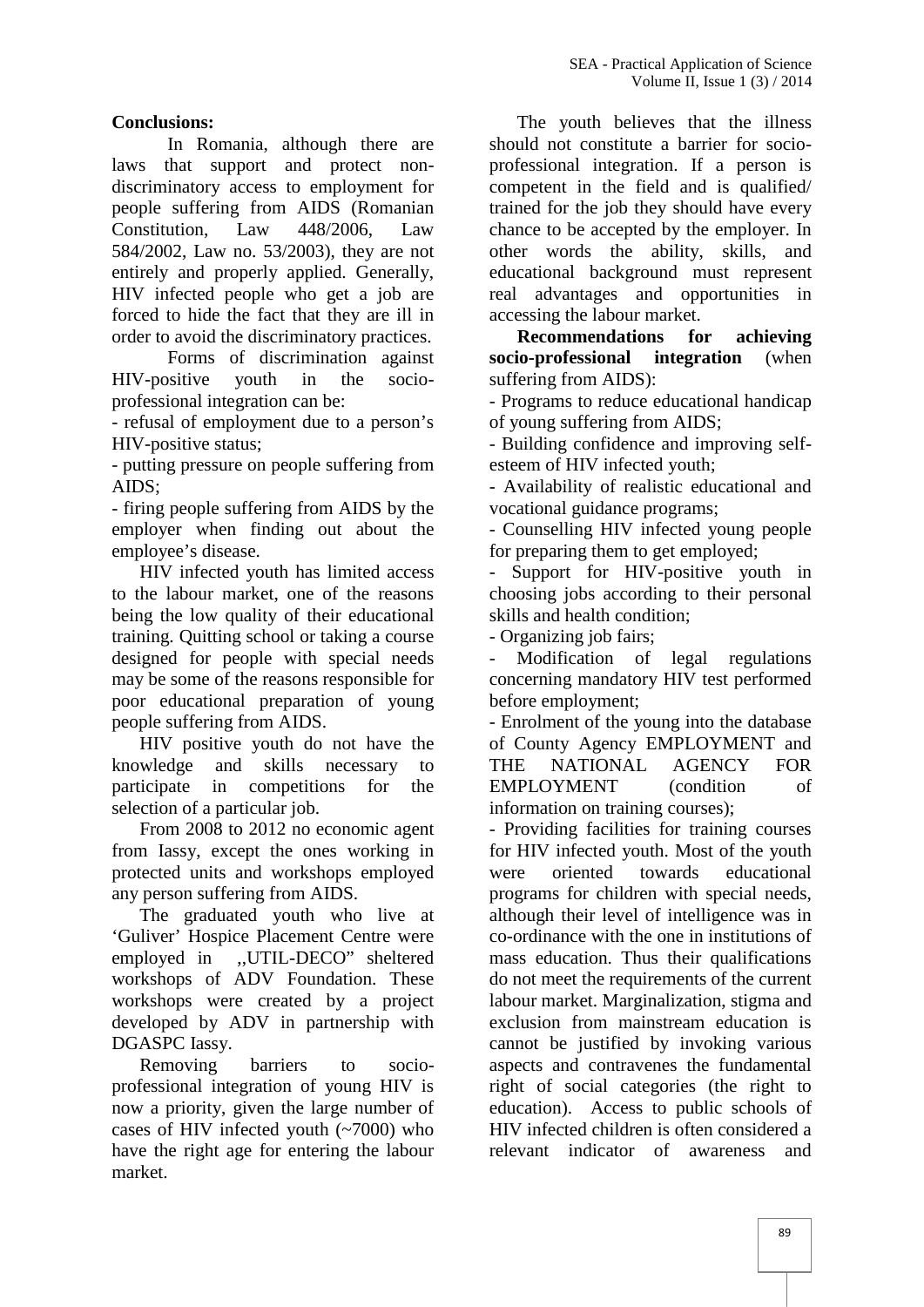**Conclusions:**

In Romania, although there are laws that support and protect non-discriminatory access to employment for people suffering from AIDS (Romanian Constitution, Law 448/2006, Law 584/2002, Law no. 53/2003), they are not entirely and properly applied. Generally, HIV infected people who get a job are forced to hide the fact that they are ill in order to avoid the discriminatory practices.

Forms of discrimination against HIV-positive youth in the socio-professional integration can be:

- refusal of employment due to a person's HIV-positive status;
- putting pressure on people suffering from AIDS;
- firing people suffering from AIDS by the employer when finding out about the employee's disease.

HIV infected youth has limited access to the labour market, one of the reasons being the low quality of their educational training. Quitting school or taking a course designed for people with special needs may be some of the reasons responsible for poor educational preparation of young people suffering from AIDS.

HIV positive youth do not have the knowledge and skills necessary to participate in competitions for the selection of a particular job.

From 2008 to 2012 no economic agent from Iassy, except the ones working in protected units and workshops employed any person suffering from AIDS.

The graduated youth who live at 'Guliver' Hospice Placement Centre were employed in ,,UTIL-DECO" sheltered workshops of ADV Foundation. These workshops were created by a project developed by ADV in partnership with DGASPC Iassy.

Removing barriers to socio-professional integration of young HIV is now a priority, given the large number of cases of HIV infected youth (~7000) who have the right age for entering the labour market.

The youth believes that the illness should not constitute a barrier for socio-professional integration. If a person is competent in the field and is qualified/ trained for the job they should have every chance to be accepted by the employer. In other words the ability, skills, and educational background must represent real advantages and opportunities in accessing the labour market.

**Recommendations for achieving socio-professional integration** (when suffering from AIDS):

- Programs to reduce educational handicap of young suffering from AIDS;
- Building confidence and improving self-esteem of HIV infected youth;
- Availability of realistic educational and vocational guidance programs;
- Counselling HIV infected young people for preparing them to get employed;
- Support for HIV-positive youth in choosing jobs according to their personal skills and health condition;
- Organizing job fairs;
- Modification of legal regulations concerning mandatory HIV test performed before employment;
- Enrolment of the young into the database of County Agency EMPLOYMENT and THE NATIONAL AGENCY FOR EMPLOYMENT (condition of information on training courses);
- Providing facilities for training courses for HIV infected youth. Most of the youth were oriented towards educational programs for children with special needs, although their level of intelligence was in co-ordinance with the one in institutions of mass education. Thus their qualifications do not meet the requirements of the current labour market. Marginalization, stigma and exclusion from mainstream education is cannot be justified by invoking various aspects and contravenes the fundamental right of social categories (the right to education). Access to public schools of HIV infected children is often considered a relevant indicator of awareness and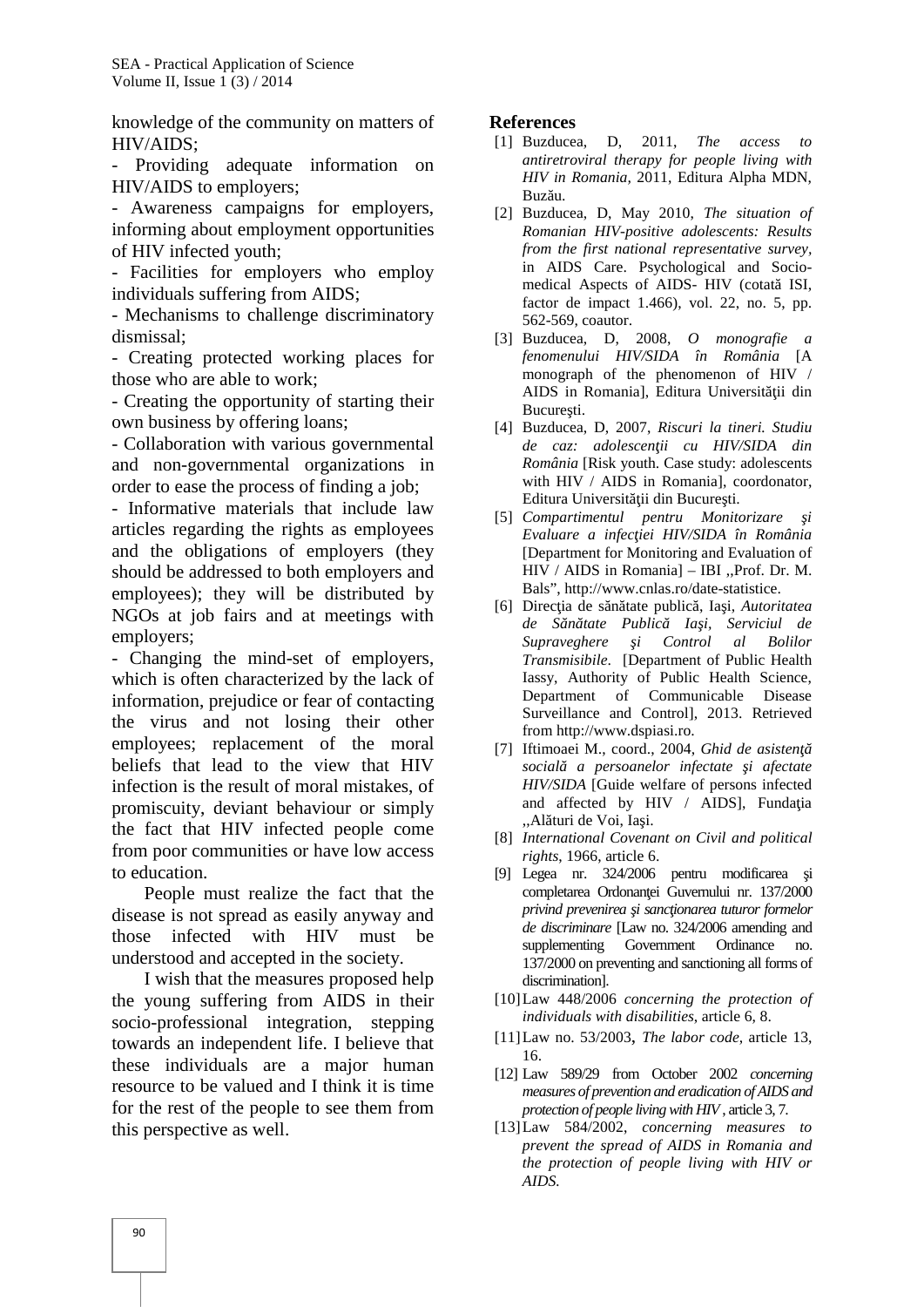knowledge of the community on matters of HIV/AIDS;

- Providing adequate information on HIV/AIDS to employers;
- Awareness campaigns for employers, informing about employment opportunities of HIV infected youth;
- Facilities for employers who employ individuals suffering from AIDS;
- Mechanisms to challenge discriminatory dismissal;
- Creating protected working places for those who are able to work;
- Creating the opportunity of starting their own business by offering loans;
- Collaboration with various governmental and non-governmental organizations in order to ease the process of finding a job;
- Informative materials that include law articles regarding the rights as employees and the obligations of employers (they should be addressed to both employers and employees); they will be distributed by NGOs at job fairs and at meetings with employers;
- Changing the mind-set of employers, which is often characterized by the lack of information, prejudice or fear of contacting the virus and not losing their other employees; replacement of the moral beliefs that lead to the view that HIV infection is the result of moral mistakes, of promiscuity, deviant behaviour or simply the fact that HIV infected people come from poor communities or have low access to education.

People must realize the fact that the disease is not spread as easily anyway and those infected with HIV must be understood and accepted in the society.

I wish that the measures proposed help the young suffering from AIDS in their socio-professional integration, stepping towards an independent life. I believe that these individuals are a major human resource to be valued and I think it is time for the rest of the people to see them from this perspective as well.

## References

[1] Buzducea, D, 2011, *The access to antiretroviral therapy for people living with HIV in Romania*, 2011, Editura Alpha MDN, Buzău.

[2] Buzducea, D, May 2010, *The situation of Romanian HIV-positive adolescents: Results from the first national representative survey*, in AIDS Care. Psychological and Socio-medical Aspects of AIDS- HIV (cotată ISI, factor de impact 1.466), vol. 22, no. 5, pp. 562-569, coautor.

[3] Buzducea, D, 2008, *O monografie a fenomenului HIV/SIDA în România* [A monograph of the phenomenon of HIV / AIDS in Romania], Editura Universităţii din Bucureşti.

[4] Buzducea, D, 2007, *Riscuri la tineri. Studiu de caz: adolescenţii cu HIV/SIDA din România* [Risk youth. Case study: adolescents with HIV / AIDS in Romania], coordonator, Editura Universităţii din Bucureşti.

[5] *Compartimentul pentru Monitorizare şi Evaluare a infecţiei HIV/SIDA în România* [Department for Monitoring and Evaluation of HIV / AIDS in Romania] – IBI ,,Prof. Dr. M. Bals", http://www.cnlas.ro/date-statistice.

[6] Direcţia de sănătate publică, Iaşi, *Autoritatea de Sănătate Publică Iaşi, Serviciul de Supraveghere şi Control al Bolilor Transmisibile*. [Department of Public Health Iassy, Authority of Public Health Science, Department of Communicable Disease Surveillance and Control], 2013. Retrieved from http://www.dspiasi.ro.

[7] Iftimoaei M., coord., 2004, *Ghid de asistenţă socială a persoanelor infectate şi afectate HIV/SIDA* [Guide welfare of persons infected and affected by HIV / AIDS], Fundaţia ,,Alături de Voi, Iaşi.

[8] *International Covenant on Civil and political rights*, 1966, article 6.

[9] Legea nr. 324/2006 pentru modificarea şi completarea Ordonanţei Guvernului nr. 137/2000 *privind prevenirea şi sancţionarea tuturor formelor de discriminare* [Law no. 324/2006 amending and supplementing Government Ordinance no. 137/2000 on preventing and sanctioning all forms of discrimination].

[10] Law 448/2006 *concerning the protection of individuals with disabilities*, article 6, 8.

[11] Law no. 53/2003, *The labor code*, article 13, 16.

[12] Law 589/29 from October 2002 *concerning measures of prevention and eradication of AIDS and protection of people living with HIV*, article 3, 7.

[13] Law 584/2002, *concerning measures to prevent the spread of AIDS in Romania and the protection of people living with HIV or AIDS*.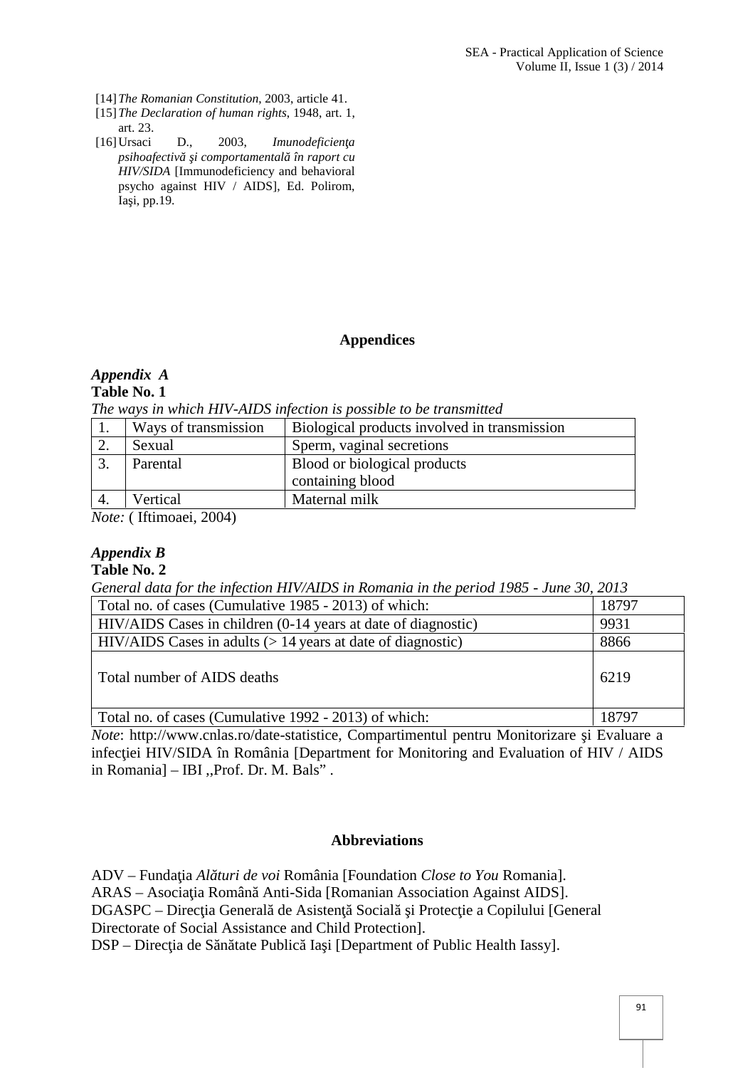[14] *The Romanian Constitution*, 2003, article 41.
[15] *The Declaration of human rights*, 1948, art. 1, art. 23.
[16] Ursaci D., 2003, *Imunodeficienţa psihoafectivă şi comportamentală în raport cu HIV/SIDA* [Immunodeficiency and behavioral psycho against HIV / AIDS], Ed. Polirom, Iaşi, pp.19.

## Appendices

### *Appendix A*

**Table No. 1**

*The ways in which HIV-AIDS infection is possible to be transmitted*

| 1. | Ways of transmission | Biological products involved in transmission |
|---|---|---|
| 2. | Sexual | Sperm, vaginal secretions |
| 3. | Parental | Blood or biological products containing blood |
| 4. | Vertical | Maternal milk |

*Note:* ( Iftimoaei, 2004)

### *Appendix B*

**Table No. 2**

*General data for the infection HIV/AIDS in Romania in the period 1985 - June 30, 2013*

| | |
|---|---|
| Total no. of cases (Cumulative 1985 - 2013) of which: | 18797 |
| HIV/AIDS Cases in children (0-14 years at date of diagnostic) | 9931 |
| HIV/AIDS Cases in adults (> 14 years at date of diagnostic) | 8866 |
| Total number of AIDS deaths | 6219 |
| Total no. of cases (Cumulative 1992 - 2013) of which: | 18797 |

*Note*: http://www.cnlas.ro/date-statistice, Compartimentul pentru Monitorizare şi Evaluare a infecţiei HIV/SIDA în România [Department for Monitoring and Evaluation of HIV / AIDS in Romania] – IBI ,,Prof. Dr. M. Bals" .

## Abbreviations

ADV – Fundaţia *Alături de voi* România [Foundation *Close to You* Romania].
ARAS – Asociaţia Română Anti-Sida [Romanian Association Against AIDS].
DGASPC – Direcţia Generală de Asistenţă Socială şi Protecţie a Copilului [General Directorate of Social Assistance and Child Protection].
DSP – Direcţia de Sănătate Publică Iaşi [Department of Public Health Iassy].